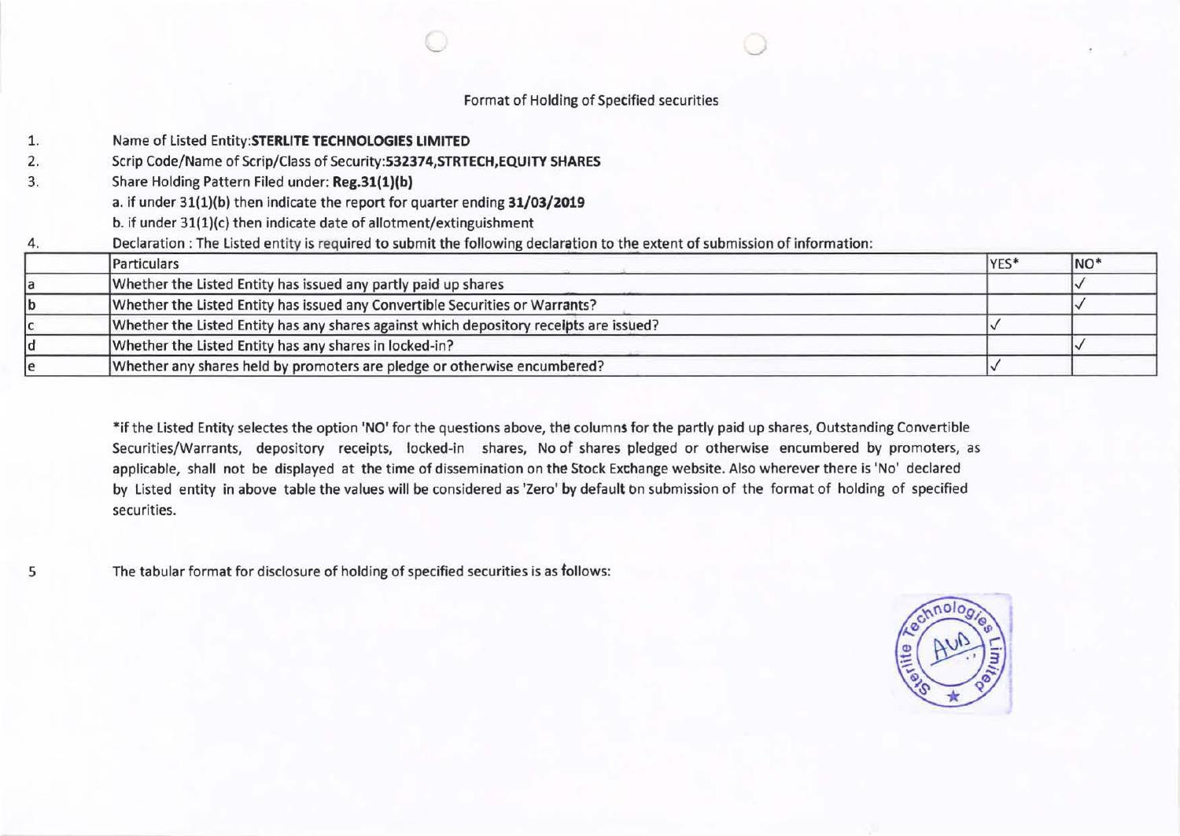Format of Holding of Specified securities

1. Name of Listed Entity:**STERLITE TECHNOLOGIES LIMITED**
2. Scrip Code/Name of Scrip/Class of Security:**532374,STRTECH,EQUITY SHARES**
3. Share Holding Pattern Filed under: **Reg.31(1)(b)**

   a. if under 31(1)(b) then indicate the report for quarter ending **31/03/2019**

   b. if under 31(1)(c) then indicate date of allotment/extinguishment
4. Declaration : The Listed entity is required to submit the following declaration to the extent of submission of information:

| | Particulars | YES* | NO* |
|---|---|---|---|
| a | Whether the Listed Entity has issued any partly paid up shares | | ✓ |
| b | Whether the Listed Entity has issued any Convertible Securities or Warrants? | | ✓ |
| c | Whether the Listed Entity has any shares against which depository receipts are issued? | ✓ | |
| d | Whether the Listed Entity has any shares in locked-in? | | ✓ |
| e | Whether any shares held by promoters are pledge or otherwise encumbered? | ✓ | |

*if the Listed Entity selectes the option 'NO' for the questions above, the columns for the partly paid up shares, Outstanding Convertible Securities/Warrants, depository receipts, locked-in shares, No of shares pledged or otherwise encumbered by promoters, as applicable, shall not be displayed at the time of dissemination on the Stock Exchange website. Also wherever there is 'No' declared by Listed entity in above table the values will be considered as 'Zero' by default on submission of the format of holding of specified securities.

5 The tabular format for disclosure of holding of specified securities is as follows: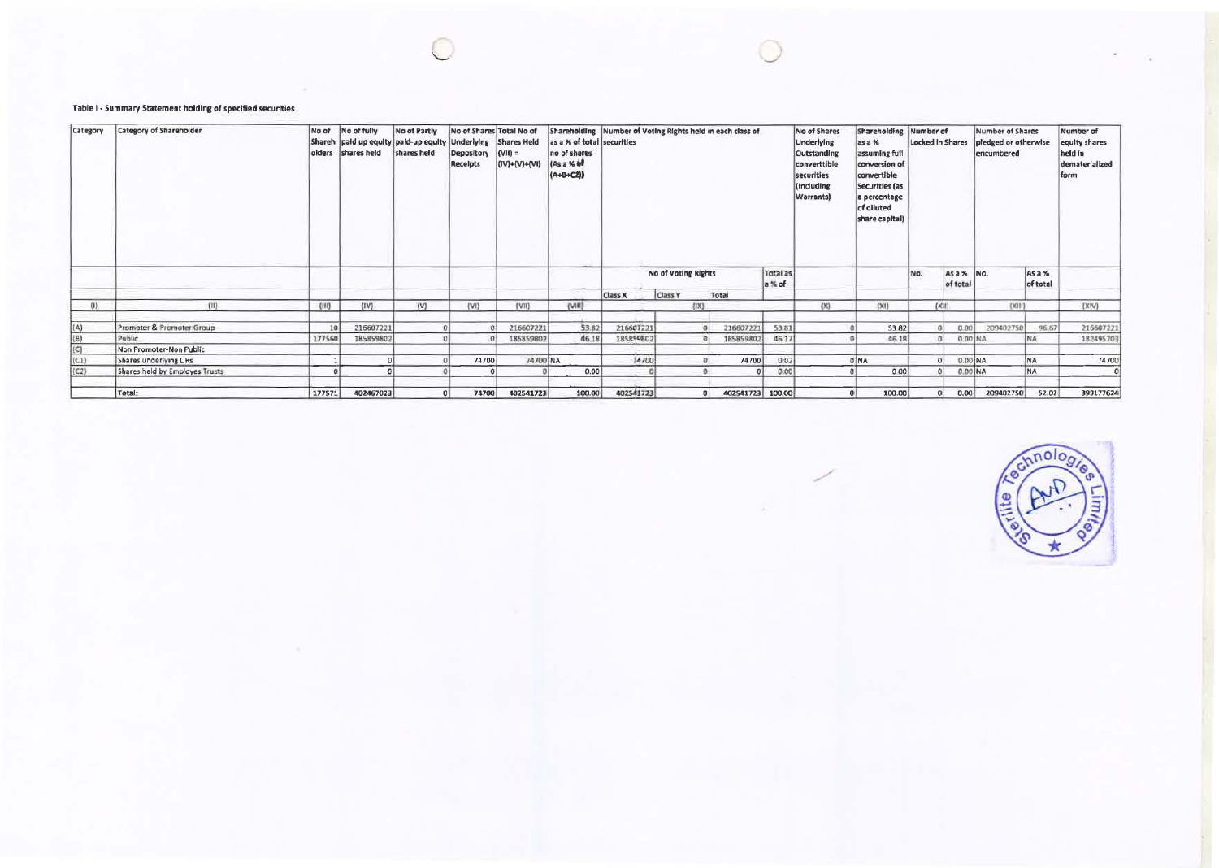Table I - Summary Statement holding of specified securities

| Category | Category of Shareholder | No of Shareholders | No of fully paid up equity shares held | No of Partly paid-up equity shares held | No of Shares Underlying Depository Receipts | Total No of Shares Held (VII) = (IV)+(V)+(VI) | Shareholding as a % of total no of shares (As a % of (A+B+C2)) | Number of Voting Rights held in each class of securities | | | | No of Shares Underlying Outstanding converttible securities (Including Warrants) | Shareholding as a % assuming full conversion of convertible Securities (as a percentage of diluted share capital) | Number of Locked in Shares | | Number of Shares pledged or otherwise encumbered | | Number of equity shares held in dematerialized form |
|---|---|---|---|---|---|---|---|---|---|---|---|---|---|---|---|---|---|---|
| | | | | | | | | No of Voting Rights | | | Total as a % of | | | No. | As a % of total | No. | As a % of total | |
| | | | | | | | | Class X | Class Y | Total | | | | | | | | |
| (I) | (II) | (III) | (IV) | (V) | (VI) | (VII) | (VIII) | (IX) | | | | (X) | (XI) | (XII) | | (XIII) | | (XIV) |
| (A) | Promoter & Promoter Group | 10 | 216607221 | 0 | 0 | 216607221 | 53.82 | 216607221 | 0 | 216607221 | 53.81 | 0 | 53.82 | 0 | 0.00 | 209402750 | 96.67 | 216607221 |
| (B) | Public | 177560 | 185859802 | 0 | 0 | 185859802 | 46.18 | 185859802 | 0 | 185859802 | 46.17 | 0 | 46.18 | 0 | 0.00 | NA | NA | 182495703 |
| (C) | Non Promoter-Non Public | | | | | | | | | | | | | | | | | |
| (C1) | Shares underlying DRs | 1 | 0 | 0 | 74700 | 74700 | NA | 74700 | 0 | 74700 | 0.02 | 0 | NA | 0 | 0.00 | NA | NA | 74700 |
| (C2) | Shares held by Employes Trusts | 0 | 0 | 0 | 0 | 0 | 0.00 | 0 | 0 | 0 | 0.00 | 0 | 0.00 | 0 | 0.00 | NA | NA | 0 |
| | Total: | 177571 | 402467023 | 0 | 74700 | 402541723 | 100.00 | 402541723 | 0 | 402541723 | 100.00 | 0 | 100.00 | 0 | 0.00 | 209402750 | 52.02 | 399177624 |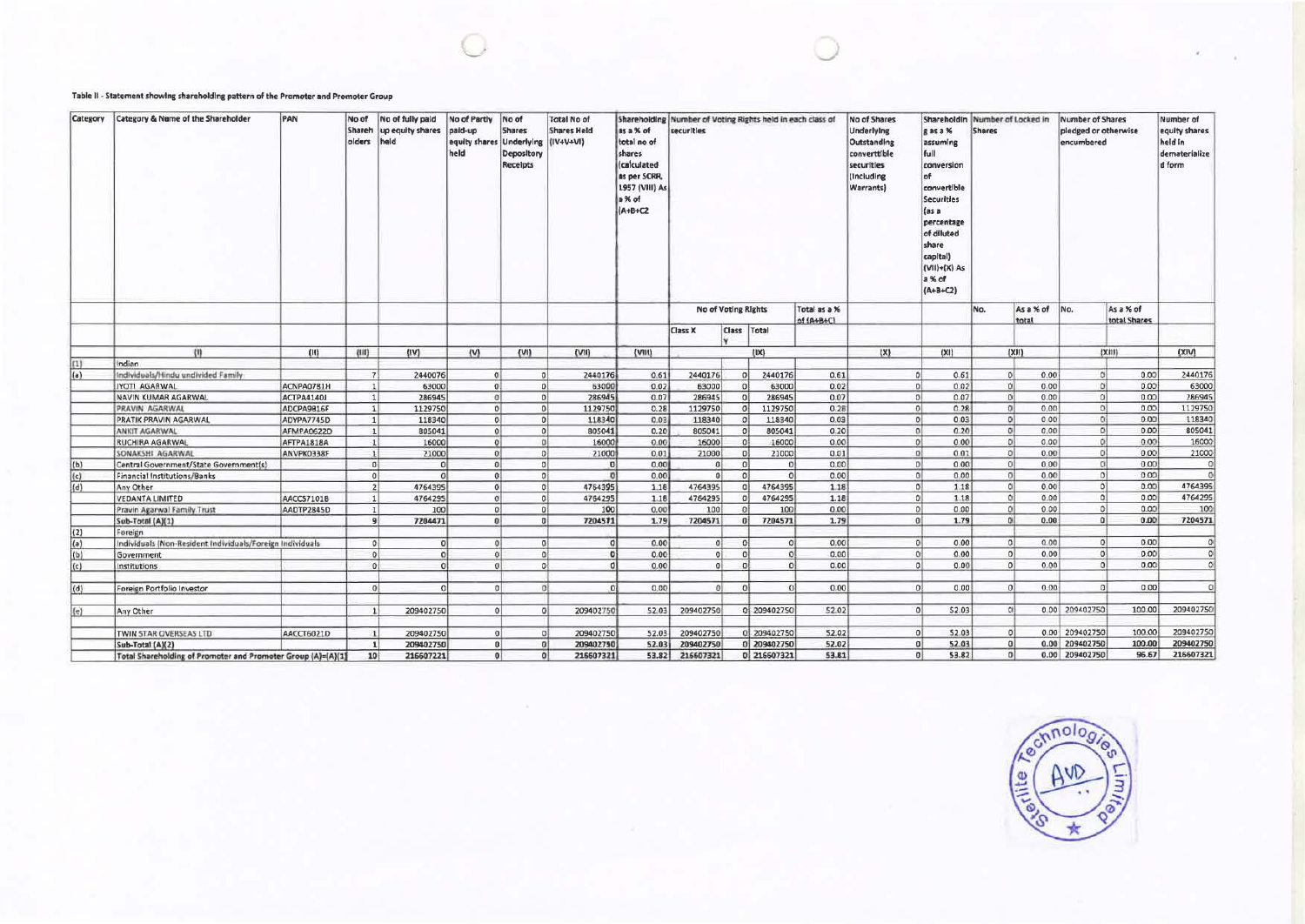Table II - Statement showing shareholding pattern of the Promoter and Promoter Group

| Category | Category & Name of the Shareholder | PAN | No of Shareholders | No of fully paid up equity shares held | No of Partly paid-up equity shares held | No of Shares Underlying Depository Receipts | Total No of Shares Held (IV+V+VI) | Shareholding as a % of total no of shares (calculated as per SCRR, 1957 (VIII) As a % of (A+B+C2 | Number of Voting Rights held in each class of securities | | | | No of Shares Underlying Outstanding converttible securities (Including Warrants) | Shareholding as a % assuming full conversion of convertible Securities (as a percentage of diluted share capital) (VII)+(X) As a % of (A+B+C2) | Number of Locked in Shares | | Number of Shares pledged or otherwise encumbered | | Number of equity shares held in dematerialized form |
|---|---|---|---|---|---|---|---|---|---|---|---|---|---|---|---|---|---|---|---|
| | | | | | | | | | No of Voting Rights | | | Total as a % of (A+B+C) | | | No. | As a % of total | No. | As a % of total Shares | |
| | | | | | | | | | Class X | Class Y | Total | | | | | | | | |
| | (I) | (II) | (III) | (IV) | (V) | (VI) | (VII) | (VIII) | (IX) | | | | (X) | (XI) | (XII) | | (XIII) | | (XIV) |
| (1) | Indian | | | | | | | | | | | | | | | | | | |
| (a) | Individuals/Hindu undivided Family | | 7 | 2440176 | 0 | 0 | 2440176 | 0.61 | 2440176 | 0 | 2440176 | 0.61 | 0 | 0.61 | 0 | 0.00 | 0 | 0.00 | 2440176 |
| | JYOTI AGARWAL | ACNPA0781H | 1 | 63000 | 0 | 0 | 63000 | 0.02 | 63000 | 0 | 63000 | 0.02 | 0 | 0.02 | 0 | 0.00 | 0 | 0.00 | 63000 |
| | NAVIN KUMAR AGARWAL | ACTPA4140J | 1 | 286945 | 0 | 0 | 286945 | 0.07 | 286945 | 0 | 286945 | 0.07 | 0 | 0.07 | 0 | 0.00 | 0 | 0.00 | 286945 |
| | PRAVIN AGARWAL | ADCPA9816F | 1 | 1129750 | 0 | 0 | 1129750 | 0.28 | 1129750 | 0 | 1129750 | 0.28 | 0 | 0.28 | 0 | 0.00 | 0 | 0.00 | 1129750 |
| | PRATIK PRAVIN AGARWAL | ADVPA7745D | 1 | 118340 | 0 | 0 | 118340 | 0.03 | 118340 | 0 | 118340 | 0.03 | 0 | 0.03 | 0 | 0.00 | 0 | 0.00 | 118340 |
| | ANKIT AGARWAL | AFMPA0622D | 1 | 805041 | 0 | 0 | 805041 | 0.20 | 805041 | 0 | 805041 | 0.20 | 0 | 0.20 | 0 | 0.00 | 0 | 0.00 | 805041 |
| | RUCHIRA AGARWAL | AFTPA1818A | 1 | 16000 | 0 | 0 | 16000 | 0.00 | 16000 | 0 | 16000 | 0.00 | 0 | 0.00 | 0 | 0.00 | 0 | 0.00 | 16000 |
| | SONAKSHI AGARWAL | ANVPK0338F | 1 | 21000 | 0 | 0 | 21000 | 0.01 | 21000 | 0 | 21000 | 0.01 | 0 | 0.01 | 0 | 0.00 | 0 | 0.00 | 21000 |
| (b) | Central Government/State Government(s) | | 0 | 0 | 0 | 0 | 0 | 0.00 | 0 | 0 | 0 | 0.00 | 0 | 0.00 | 0 | 0.00 | 0 | 0.00 | 0 |
| (c) | Financial Institutions/Banks | | 0 | 0 | 0 | 0 | 0 | 0.00 | 0 | 0 | 0 | 0.00 | 0 | 0.00 | 0 | 0.00 | 0 | 0.00 | 0 |
| (d) | Any Other | | 2 | 4764395 | 0 | 0 | 4764395 | 1.18 | 4764395 | 0 | 4764395 | 1.18 | 0 | 1.18 | 0 | 0.00 | 0 | 0.00 | 4764395 |
| | VEDANTA LIMITED | AACCS7101B | 1 | 4764295 | 0 | 0 | 4764295 | 1.18 | 4764295 | 0 | 4764295 | 1.18 | 0 | 1.18 | 0 | 0.00 | 0 | 0.00 | 4764295 |
| | Pravin Agarwal Family Trust | AADTP2845D | 1 | 100 | 0 | 0 | 100 | 0.00 | 100 | 0 | 100 | 0.00 | 0 | 0.00 | 0 | 0.00 | 0 | 0.00 | 100 |
| | Sub-Total (A)(1) | | 9 | 7204571 | 0 | 0 | 7204571 | 1.79 | 7204571 | 0 | 7204571 | 1.79 | 0 | 1.79 | 0 | 0.00 | 0 | 0.00 | 7204571 |
| (2) | Foreign | | | | | | | | | | | | | | | | | | |
| (a) | Individuals (Non-Resident Individuals/Foreign Individuals | | 0 | 0 | 0 | 0 | 0 | 0.00 | 0 | 0 | 0 | 0.00 | 0 | 0.00 | 0 | 0.00 | 0 | 0.00 | 0 |
| (b) | Government | | 0 | 0 | 0 | 0 | 0 | 0.00 | 0 | 0 | 0 | 0.00 | 0 | 0.00 | 0 | 0.00 | 0 | 0.00 | 0 |
| (c) | Institutions | | 0 | 0 | 0 | 0 | 0 | 0.00 | 0 | 0 | 0 | 0.00 | 0 | 0.00 | 0 | 0.00 | 0 | 0.00 | 0 |
| (d) | Foreign Portfolio Investor | | 0 | 0 | 0 | 0 | 0 | 0.00 | 0 | 0 | 0 | 0.00 | 0 | 0.00 | 0 | 0.00 | 0 | 0.00 | 0 |
| (e) | Any Other | | 1 | 209402750 | 0 | 0 | 209402750 | 52.03 | 209402750 | 0 | 209402750 | 52.02 | 0 | 52.03 | 0 | 0.00 | 209402750 | 100.00 | 209402750 |
| | TWIN STAR OVERSEAS LTD | AACCT6021D | 1 | 209402750 | 0 | 0 | 209402750 | 52.03 | 209402750 | 0 | 209402750 | 52.02 | 0 | 52.03 | 0 | 0.00 | 209402750 | 100.00 | 209402750 |
| | Sub-Total (A)(2) | | 1 | 209402750 | 0 | 0 | 209402750 | 52.03 | 209402750 | 0 | 209402750 | 52.02 | 0 | 52.03 | 0 | 0.00 | 209402750 | 100.00 | 209402750 |
| | Total Shareholding of Promoter and Promoter Group (A)=(A)(1) | | 10 | 216607321 | 0 | 0 | 216607321 | 53.82 | 216607321 | 0 | 216607321 | 53.81 | 0 | 53.82 | 0 | 0.00 | 209402750 | 96.67 | 216607321 |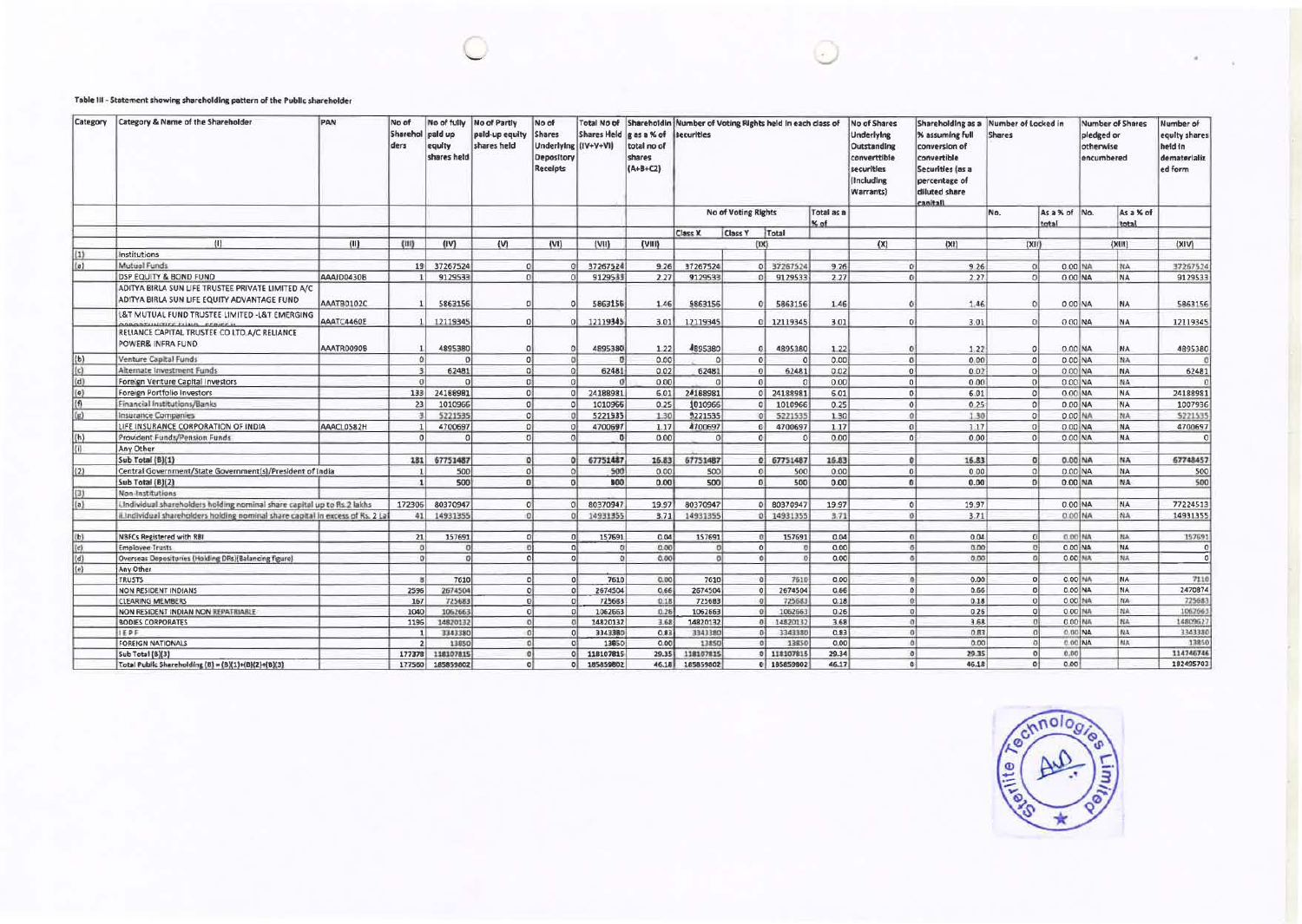Table III - Statement showing shareholding pattern of the Public shareholder

| Category | Category & Name of the Shareholder | PAN | No of Shareholders | No of fully paid up equity shares held | No of Partly paid-up equity shares held | No of Shares Underlying Depository Receipts | Total No of Shares Held (IV+V+VI) | Shareholding as a % of total no of shares (A+B+C2) | Number of Voting Rights held in each class of securities | | | | No of Shares Underlying Outstanding converttible securities (Including Warrants) | Shareholding as a % assuming full conversion of convertible Securities (as a percentage of diluted share capital) | Number of Locked in Shares | | Number of Shares pledged or otherwise encumbered | | Number of equity shares held in dematerialized form |
|---|---|---|---|---|---|---|---|---|---|---|---|---|---|---|---|---|---|---|---|
| | | | | | | | | | No of Voting Rights | | | Total as a % of | | | No. | As a % of total | No. | As a % of total | |
| | | | | | | | | | Class X | Class Y | Total | | | | | | | | |
| (I) | | (II) | (III) | (IV) | (V) | (VI) | (VII) | (VIII) | (IX) | | | | (X) | (XI) | (XII) | | (XIII) | | (XIV) |
| (1) | Institutions | | | | | | | | | | | | | | | | | | |
| (a) | Mutual Funds | | 19 | 37267524 | 0 | 0 | 37267524 | 9.26 | 37267524 | 0 | 37267524 | 9.26 | 0 | 9.26 | 0 | 0.00 | NA | NA | 37267524 |
| | DSP EQUITY & BOND FUND | AAAJD0430B | 1 | 9129533 | 0 | 0 | 9129533 | 2.27 | 9129533 | 0 | 9129533 | 2.27 | 0 | 2.27 | 0 | 0.00 | NA | NA | 9129533 |
| | ADITYA BIRLA SUN LIFE TRUSTEE PRIVATE LIMITED A/C ADITYA BIRLA SUN LIFE EQUITY ADVANTAGE FUND | AAATB0102C | 1 | 5863156 | 0 | 0 | 5863156 | 1.46 | 5863156 | 0 | 5863156 | 1.46 | 0 | 1.46 | 0 | 0.00 | NA | NA | 5863156 |
| | L&T MUTUAL FUND TRUSTEE LIMITED -L&T EMERGING OPPORTUNITIES FUND - SERIES II | AAATC4460E | 1 | 12119345 | 0 | 0 | 12119345 | 3.01 | 12119345 | 0 | 12119345 | 3.01 | 0 | 3.01 | 0 | 0.00 | NA | NA | 12119345 |
| | RELIANCE CAPITAL TRUSTEE CO LTD.A/C RELIANCE POWER& INFRA FUND | AAATR0090B | 1 | 4895380 | 0 | 0 | 4895380 | 1.22 | 4895380 | 0 | 4895380 | 1.22 | 0 | 1.22 | 0 | 0.00 | NA | NA | 4895380 |
| (b) | Venture Capital Funds | | 0 | 0 | 0 | 0 | 0 | 0.00 | 0 | 0 | 0 | 0.00 | 0 | 0.00 | 0 | 0.00 | NA | NA | 0 |
| (c) | Alternate Investment Funds | | 3 | 62481 | 0 | 0 | 62481 | 0.02 | 62481 | 0 | 62481 | 0.02 | 0 | 0.02 | 0 | 0.00 | NA | NA | 62481 |
| (d) | Foreign Venture Capital Investors | | 0 | 0 | 0 | 0 | 0 | 0.00 | 0 | 0 | 0 | 0.00 | 0 | 0.00 | 0 | 0.00 | NA | NA | 0 |
| (e) | Foreign Portfolio Investors | | 133 | 24188981 | 0 | 0 | 24188981 | 6.01 | 24188981 | 0 | 24188981 | 6.01 | 0 | 6.01 | 0 | 0.00 | NA | NA | 24188981 |
| (f) | Financial Institutions/Banks | | 23 | 1010966 | 0 | 0 | 1010966 | 0.25 | 1010966 | 0 | 1010966 | 0.25 | 0 | 0.25 | 0 | 0.00 | NA | NA | 1007936 |
| (g) | Insurance Companies | | 3 | 5221535 | 0 | 0 | 5221535 | 1.30 | 5221535 | 0 | 5221535 | 1.30 | 0 | 1.30 | 0 | 0.00 | NA | NA | 5221535 |
| | LIFE INSURANCE CORPORATION OF INDIA | AAACL0582H | 1 | 4700697 | 0 | 0 | 4700697 | 1.17 | 4700697 | 0 | 4700697 | 1.17 | 0 | 1.17 | 0 | 0.00 | NA | NA | 4700697 |
| (h) | Provident Funds/Pension Funds | | 0 | 0 | 0 | 0 | 0 | 0.00 | 0 | 0 | 0 | 0.00 | 0 | 0.00 | 0 | 0.00 | NA | NA | 0 |
| (i) | Any Other | | | | | | | | | | | | | | | | | | |
| | Sub Total (B)(1) | | 181 | 67751487 | 0 | 0 | 67751487 | 16.83 | 67751487 | 0 | 67751487 | 16.83 | 0 | 16.83 | 0 | 0.00 | NA | NA | 67748457 |
| (2) | Central Government/State Government(s)/President of India | | 1 | 500 | 0 | 0 | 500 | 0.00 | 500 | 0 | 500 | 0.00 | 0 | 0.00 | 0 | 0.00 | NA | NA | 500 |
| | Sub Total (B)(2) | | 1 | 500 | 0 | 0 | 500 | 0.00 | 500 | 0 | 500 | 0.00 | 0 | 0.00 | 0 | 0.00 | NA | NA | 500 |
| (3) | Non-Institutions | | | | | | | | | | | | | | | | | | |
| (a) | i.Individual shareholders holding nominal share capital up to Rs.2 lakhs | | 172306 | 80370947 | 0 | 0 | 80370947 | 19.97 | 80370947 | 0 | 80370947 | 19.97 | 0 | 19.97 | | 0.00 | NA | NA | 77224513 |
| | ii.Individual shareholders holding nominal share capital in excess of Rs. 2 Lakhs | | 41 | 14931355 | 0 | 0 | 14931355 | 3.71 | 14931355 | 0 | 14931355 | 3.71 | 0 | 3.71 | | 0.00 | NA | NA | 14931355 |
| (b) | NBFCs Registered with RBI | | 21 | 157691 | 0 | 0 | 157691 | 0.04 | 157691 | 0 | 157691 | 0.04 | 0 | 0.04 | 0 | 0.00 | NA | NA | 157691 |
| (c) | Employee Trusts | | 0 | 0 | 0 | 0 | 0 | 0.00 | 0 | 0 | 0 | 0.00 | 0 | 0.00 | 0 | 0.00 | NA | NA | 0 |
| (d) | Overseas Depositories (Holding DRs)(Balancing figure) | | 0 | 0 | 0 | 0 | 0 | 0.00 | 0 | 0 | 0 | 0.00 | 0 | 0.00 | 0 | 0.00 | NA | NA | 0 |
| (e) | Any Other | | | | | | | | | | | | | | | | | | |
| | TRUSTS | | 8 | 7610 | 0 | 0 | 7610 | 0.00 | 7610 | 0 | 7610 | 0.00 | 0 | 0.00 | 0 | 0.00 | NA | NA | 7110 |
| | NON RESIDENT INDIANS | | 2596 | 2674504 | 0 | 0 | 2674504 | 0.66 | 2674504 | 0 | 2674504 | 0.66 | 0 | 0.66 | 0 | 0.00 | NA | NA | 2470874 |
| | CLEARING MEMBERS | | 167 | 725683 | 0 | 0 | 725683 | 0.18 | 725683 | 0 | 725683 | 0.18 | 0 | 0.18 | 0 | 0.00 | NA | NA | 725683 |
| | NON RESIDENT INDIAN NON REPATRIABLE | | 1040 | 1062663 | 0 | 0 | 1062663 | 0.26 | 1062663 | 0 | 1062663 | 0.26 | 0 | 0.26 | 0 | 0.00 | NA | NA | 1062663 |
| | BODIES CORPORATES | | 1196 | 14820132 | 0 | 0 | 14820132 | 3.68 | 14820132 | 0 | 14820132 | 3.68 | 0 | 3.68 | 0 | 0.00 | NA | NA | 14809627 |
| | I E P F | | 1 | 3343380 | 0 | 0 | 3343380 | 0.83 | 3343380 | 0 | 3343380 | 0.83 | 0 | 0.83 | 0 | 0.00 | NA | NA | 3343380 |
| | FOREIGN NATIONALS | | 2 | 13850 | 0 | 0 | 13850 | 0.00 | 13850 | 0 | 13850 | 0.00 | 0 | 0.00 | 0 | 0.00 | NA | NA | 13850 |
| | Sub Total (B)(3) | | 177378 | 118107815 | 0 | 0 | 118107815 | 29.35 | 118107815 | 0 | 118107815 | 29.34 | 0 | 29.35 | 0 | 0.00 | | | 114746746 |
| | Total Public Shareholding (B) = (B)(1)+(B)(2)+(B)(3) | | 177560 | 185859802 | 0 | 0 | 185859802 | 46.18 | 185859802 | 0 | 185859802 | 46.17 | 0 | 46.18 | 0 | 0.00 | | | 182495703 |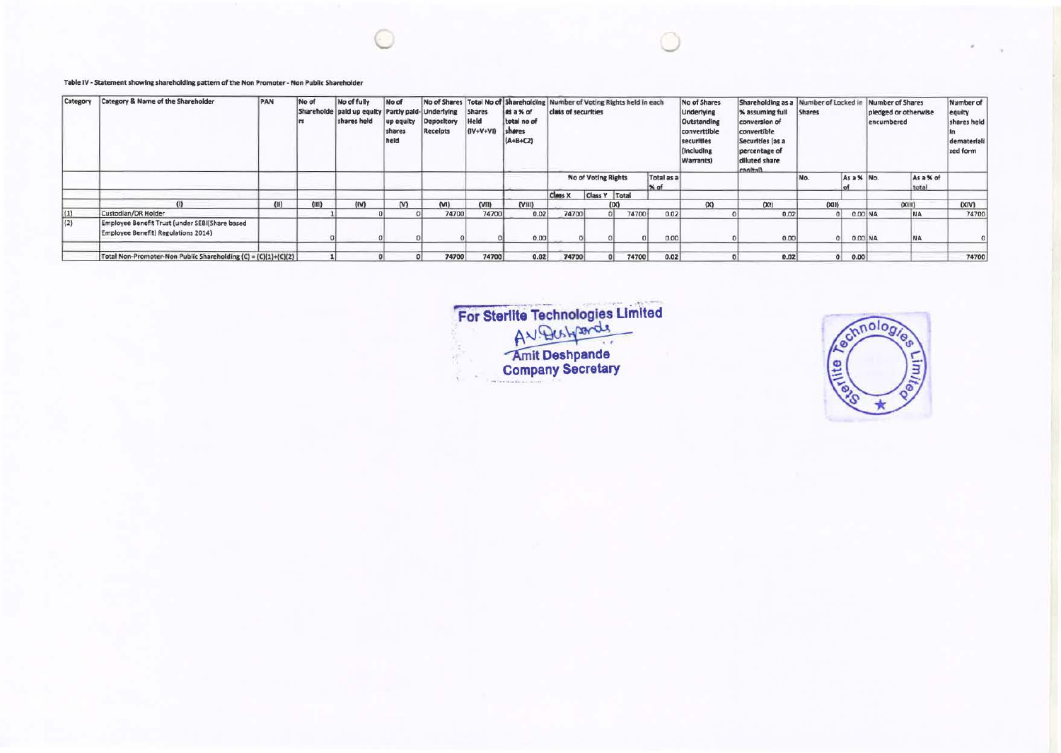Table IV - Statement showing shareholding pattern of the Non Promoter - Non Public Shareholder

| Category | Category & Name of the Shareholder | PAN | No of Shareholders | No of fully paid up equity shares held | No of Partly paid-up equity shares held | No of Shares Underlying Depository Receipts | Total No of Shares Held (IV+V+VI) | Shareholding as a % of total no of shares (A+B+C2) | Number of Voting Rights held in each class of securities | | | | No of Shares Underlying Outstanding converttible securities (Including Warrants) | Shareholding as a % assuming full conversion of convertible Securities (as a percentage of diluted share capital) | Number of Locked in Shares | | Number of Shares pledged or otherwise encumbered | | Number of equity shares held in dematerialized form |
|---|---|---|---|---|---|---|---|---|---|---|---|---|---|---|---|---|---|---|---|
| | | | | | | | | | No of Voting Rights | | | Total as a % of | | | No. | As a % of | No. | As a % of total | |
| | | | | | | | | | Class X | Class Y | Total | | | | | | | | |
| (I) | | (II) | (III) | (IV) | (V) | (VI) | (VII) | (VIII) | (IX) | | | | (X) | (XI) | (XII) | | (XIII) | | (XIV) |
| (1) | Custodian/DR Holder | | 1 | 0 | 0 | 74700 | 74700 | 0.02 | 74700 | 0 | 74700 | 0.02 | 0 | 0.02 | 0 | 0.00 | NA | NA | 74700 |
| (2) | Employee Benefit Trust (under SEBI(Share based Employee Benefit) Regulations 2014) | | 0 | 0 | 0 | 0 | 0 | 0.00 | 0 | 0 | 0 | 0.00 | 0 | 0.00 | 0 | 0.00 | NA | NA | 0 |
| | Total Non-Promoter-Non Public Shareholding (C) = (C)(1)+(C)(2) | | 1 | 0 | 0 | 74700 | 74700 | 0.02 | 74700 | 0 | 74700 | 0.02 | 0 | 0.02 | 0 | 0.00 | | | 74700 |

For Sterlite Technologies Limited

Amit Deshpande
Company Secretary